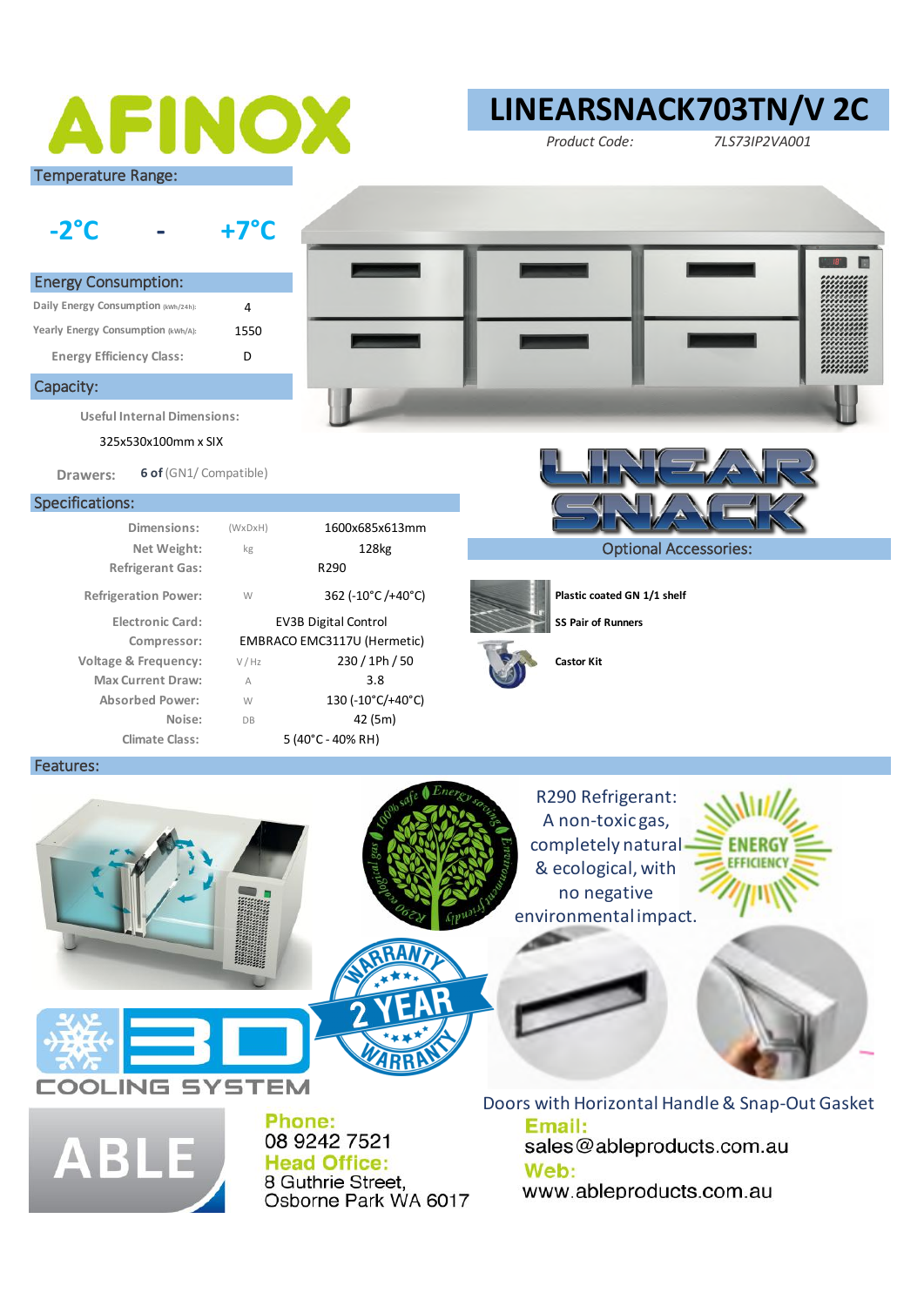# AFINOX

# LINEARSNACK703TN/V 2C

*Product Code:* *7LS73IP2VA001*

## Temperature Range:

**-2°C - +7°C**

## Energy Consumption:

| | |
|---|---|
| Daily Energy Consumption (kWh/24h): | 4 |
| Yearly Energy Consumption (kWh/A): | 1550 |
| Energy Efficiency Class: | D |

## Capacity:

Useful Internal Dimensions:

325x530x100mm x SIX

Drawers: **6 of** (GN1/ Compatible)

## Specifications:

| | | |
|---|---|---|
| Dimensions: | (WxDxH) | 1600x685x613mm |
| Net Weight: | kg | 128kg |
| Refrigerant Gas: | | R290 |
| Refrigeration Power: | W | 362 (-10°C /+40°C) |
| Electronic Card: | | EV3B Digital Control |
| Compressor: | | EMBRACO EMC3117U (Hermetic) |
| Voltage & Frequency: | V / Hz | 230 / 1Ph / 50 |
| Max Current Draw: | A | 3.8 |
| Absorbed Power: | W | 130 (-10°C/+40°C) |
| Noise: | DB | 42 (5m) |
| Climate Class: | | 5 (40°C - 40% RH) |

LINEAR SNACK

## Optional Accessories:

- **Plastic coated GN 1/1 shelf**
- **SS Pair of Runners**
- **Castor Kit**

## Features:

3D COOLING SYSTEM

2 YEAR WARRANTY

R290 Refrigerant: A non-toxic gas, completely natural & ecological, with no negative environmental impact.

ENERGY EFFICIENCY

Doors with Horizontal Handle & Snap-Out Gasket

ABLE

**Phone:**
08 9242 7521

**Head Office:**
8 Guthrie Street,
Osborne Park WA 6017

**Email:**
sales@ableproducts.com.au

**Web:**
www.ableproducts.com.au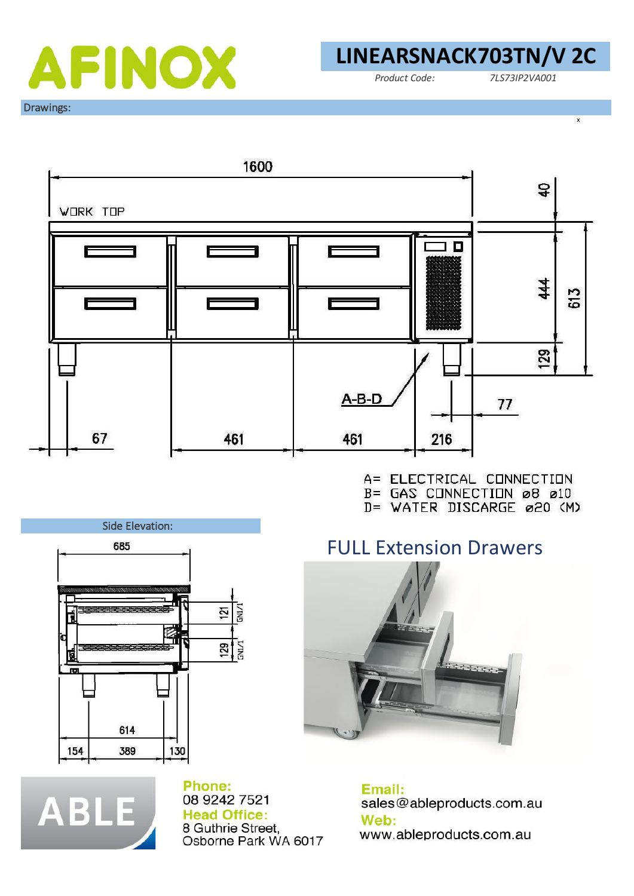# AFINOX

## LINEARSNACK703TN/V 2C

*Product Code:* *7LS73IP2VA001*

Drawings:

1600

WORK TOP

40

444

613

129

A-B-D

77

67

461

461

216

A= ELECTRICAL CONNECTION
B= GAS CONNECTION ø8 ø10
D= WATER DISCARGE ø20 (M)

Side Elevation:

685

121 GN1/1

129 GN1/1

614

154 389 130

## FULL Extension Drawers

ABLE

**Phone:**
08 9242 7521

**Head Office:**
8 Guthrie Street,
Osborne Park WA 6017

**Email:**
sales@ableproducts.com.au

**Web:**
www.ableproducts.com.au